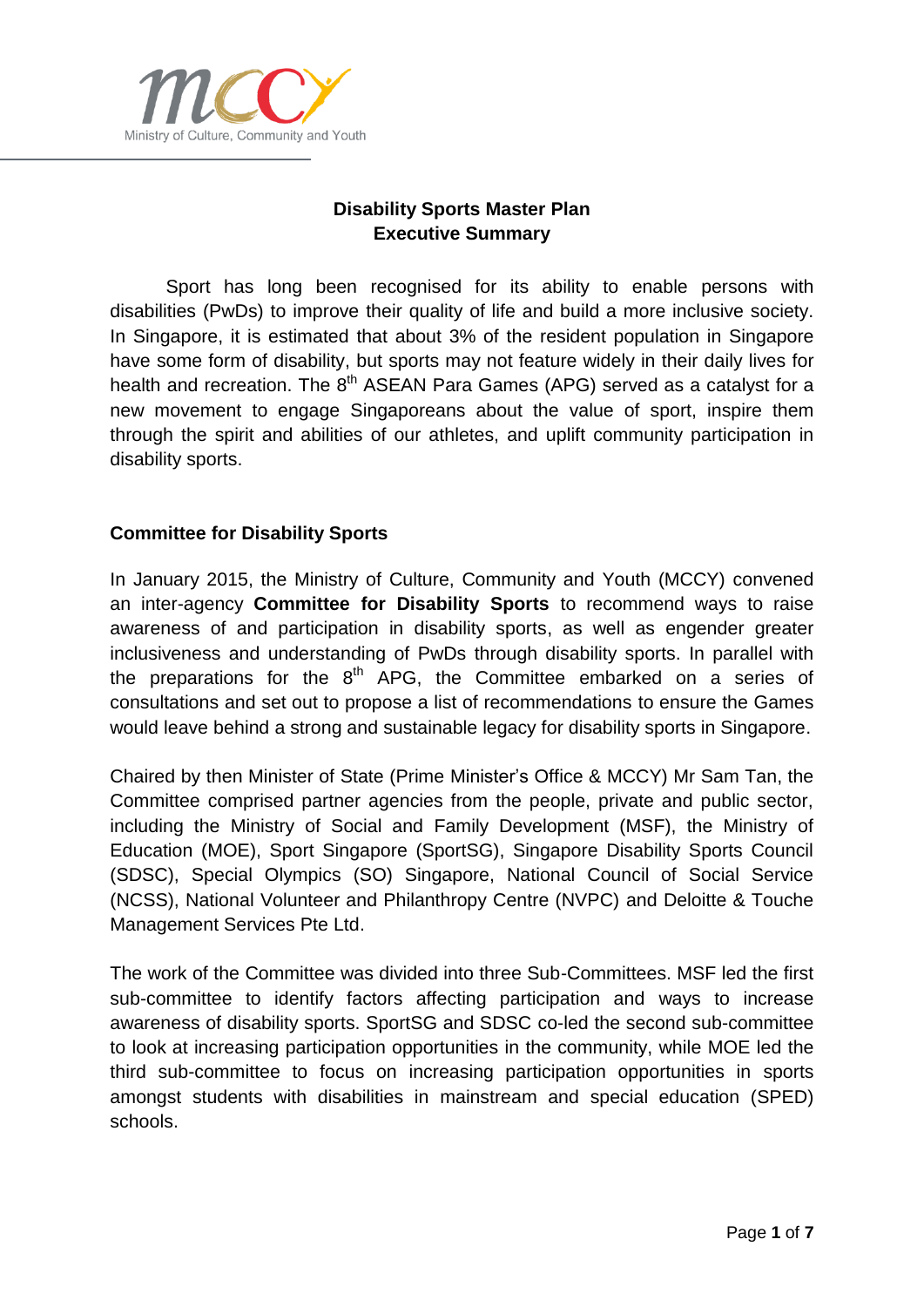Ministry of Culture, Community and Youth

# Disability Sports Master Plan
## Executive Summary

Sport has long been recognised for its ability to enable persons with disabilities (PwDs) to improve their quality of life and build a more inclusive society. In Singapore, it is estimated that about 3% of the resident population in Singapore have some form of disability, but sports may not feature widely in their daily lives for health and recreation. The 8th ASEAN Para Games (APG) served as a catalyst for a new movement to engage Singaporeans about the value of sport, inspire them through the spirit and abilities of our athletes, and uplift community participation in disability sports.

### Committee for Disability Sports

In January 2015, the Ministry of Culture, Community and Youth (MCCY) convened an inter-agency **Committee for Disability Sports** to recommend ways to raise awareness of and participation in disability sports, as well as engender greater inclusiveness and understanding of PwDs through disability sports. In parallel with the preparations for the 8th APG, the Committee embarked on a series of consultations and set out to propose a list of recommendations to ensure the Games would leave behind a strong and sustainable legacy for disability sports in Singapore.

Chaired by then Minister of State (Prime Minister's Office & MCCY) Mr Sam Tan, the Committee comprised partner agencies from the people, private and public sector, including the Ministry of Social and Family Development (MSF), the Ministry of Education (MOE), Sport Singapore (SportSG), Singapore Disability Sports Council (SDSC), Special Olympics (SO) Singapore, National Council of Social Service (NCSS), National Volunteer and Philanthropy Centre (NVPC) and Deloitte & Touche Management Services Pte Ltd.

The work of the Committee was divided into three Sub-Committees. MSF led the first sub-committee to identify factors affecting participation and ways to increase awareness of disability sports. SportSG and SDSC co-led the second sub-committee to look at increasing participation opportunities in the community, while MOE led the third sub-committee to focus on increasing participation opportunities in sports amongst students with disabilities in mainstream and special education (SPED) schools.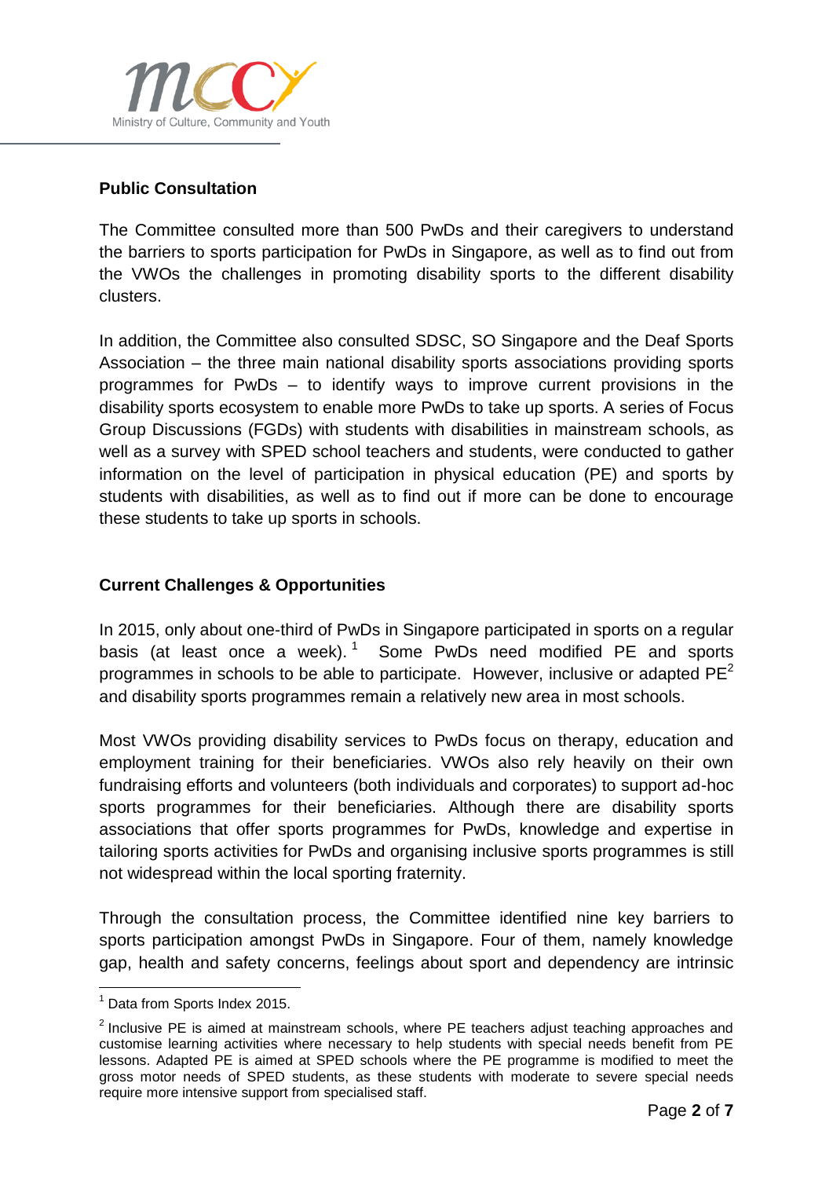## Public Consultation

The Committee consulted more than 500 PwDs and their caregivers to understand the barriers to sports participation for PwDs in Singapore, as well as to find out from the VWOs the challenges in promoting disability sports to the different disability clusters.

In addition, the Committee also consulted SDSC, SO Singapore and the Deaf Sports Association – the three main national disability sports associations providing sports programmes for PwDs – to identify ways to improve current provisions in the disability sports ecosystem to enable more PwDs to take up sports. A series of Focus Group Discussions (FGDs) with students with disabilities in mainstream schools, as well as a survey with SPED school teachers and students, were conducted to gather information on the level of participation in physical education (PE) and sports by students with disabilities, as well as to find out if more can be done to encourage these students to take up sports in schools.

## Current Challenges & Opportunities

In 2015, only about one-third of PwDs in Singapore participated in sports on a regular basis (at least once a week).[1] Some PwDs need modified PE and sports programmes in schools to be able to participate. However, inclusive or adapted PE[2] and disability sports programmes remain a relatively new area in most schools.

Most VWOs providing disability services to PwDs focus on therapy, education and employment training for their beneficiaries. VWOs also rely heavily on their own fundraising efforts and volunteers (both individuals and corporates) to support ad-hoc sports programmes for their beneficiaries. Although there are disability sports associations that offer sports programmes for PwDs, knowledge and expertise in tailoring sports activities for PwDs and organising inclusive sports programmes is still not widespread within the local sporting fraternity.

Through the consultation process, the Committee identified nine key barriers to sports participation amongst PwDs in Singapore. Four of them, namely knowledge gap, health and safety concerns, feelings about sport and dependency are intrinsic

---

[1] Data from Sports Index 2015.

[2] Inclusive PE is aimed at mainstream schools, where PE teachers adjust teaching approaches and customise learning activities where necessary to help students with special needs benefit from PE lessons. Adapted PE is aimed at SPED schools where the PE programme is modified to meet the gross motor needs of SPED students, as these students with moderate to severe special needs require more intensive support from specialised staff.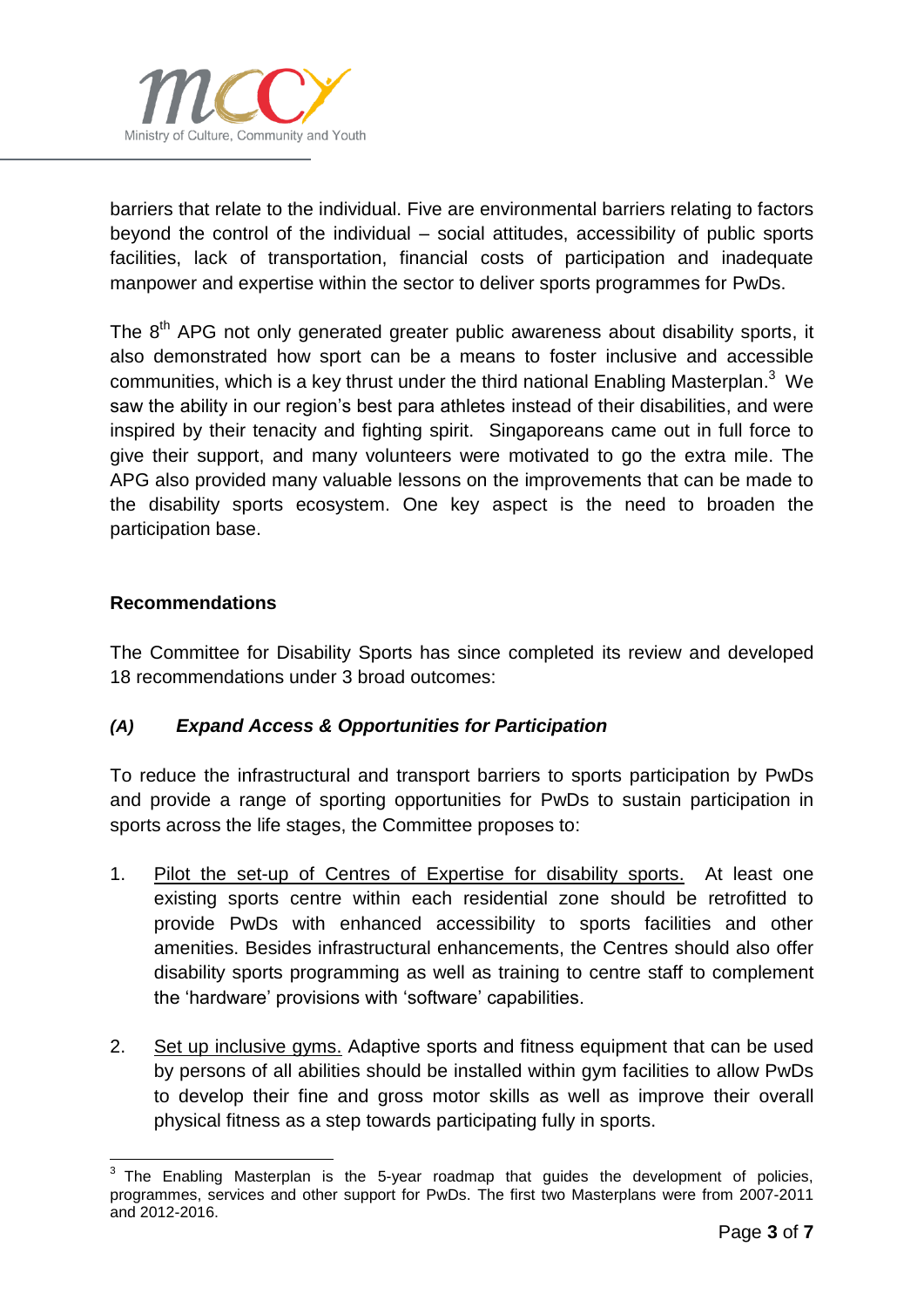barriers that relate to the individual. Five are environmental barriers relating to factors beyond the control of the individual – social attitudes, accessibility of public sports facilities, lack of transportation, financial costs of participation and inadequate manpower and expertise within the sector to deliver sports programmes for PwDs.

The 8th APG not only generated greater public awareness about disability sports, it also demonstrated how sport can be a means to foster inclusive and accessible communities, which is a key thrust under the third national Enabling Masterplan.[3] We saw the ability in our region's best para athletes instead of their disabilities, and were inspired by their tenacity and fighting spirit. Singaporeans came out in full force to give their support, and many volunteers were motivated to go the extra mile. The APG also provided many valuable lessons on the improvements that can be made to the disability sports ecosystem. One key aspect is the need to broaden the participation base.

**Recommendations**

The Committee for Disability Sports has since completed its review and developed 18 recommendations under 3 broad outcomes:

***(A) Expand Access & Opportunities for Participation***

To reduce the infrastructural and transport barriers to sports participation by PwDs and provide a range of sporting opportunities for PwDs to sustain participation in sports across the life stages, the Committee proposes to:

1. <u>Pilot the set-up of Centres of Expertise for disability sports.</u> At least one existing sports centre within each residential zone should be retrofitted to provide PwDs with enhanced accessibility to sports facilities and other amenities. Besides infrastructural enhancements, the Centres should also offer disability sports programming as well as training to centre staff to complement the 'hardware' provisions with 'software' capabilities.

2. <u>Set up inclusive gyms.</u> Adaptive sports and fitness equipment that can be used by persons of all abilities should be installed within gym facilities to allow PwDs to develop their fine and gross motor skills as well as improve their overall physical fitness as a step towards participating fully in sports.

---

[3] The Enabling Masterplan is the 5-year roadmap that guides the development of policies, programmes, services and other support for PwDs. The first two Masterplans were from 2007-2011 and 2012-2016.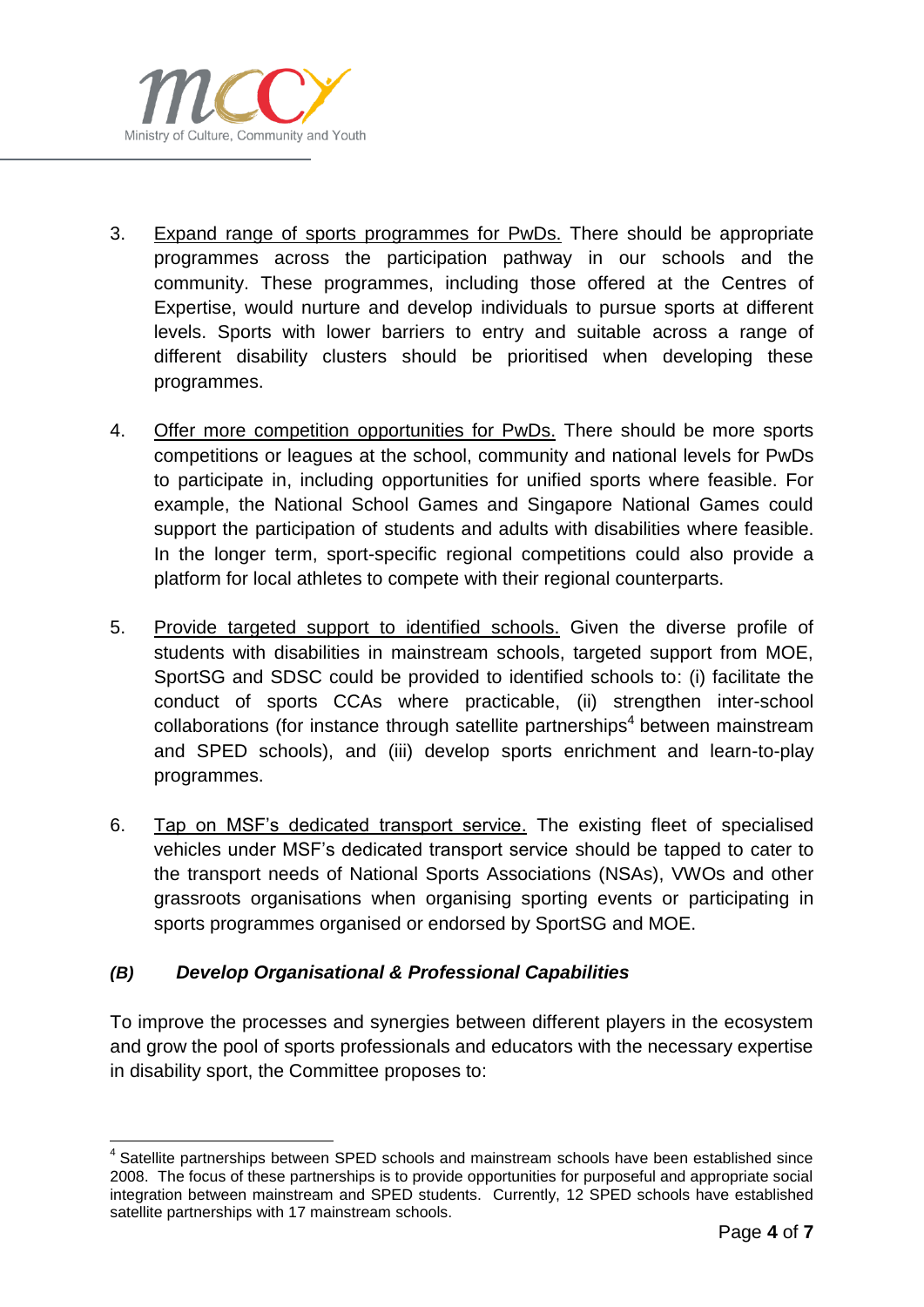3. <u>Expand range of sports programmes for PwDs.</u> There should be appropriate programmes across the participation pathway in our schools and the community. These programmes, including those offered at the Centres of Expertise, would nurture and develop individuals to pursue sports at different levels. Sports with lower barriers to entry and suitable across a range of different disability clusters should be prioritised when developing these programmes.

4. <u>Offer more competition opportunities for PwDs.</u> There should be more sports competitions or leagues at the school, community and national levels for PwDs to participate in, including opportunities for unified sports where feasible. For example, the National School Games and Singapore National Games could support the participation of students and adults with disabilities where feasible. In the longer term, sport-specific regional competitions could also provide a platform for local athletes to compete with their regional counterparts.

5. <u>Provide targeted support to identified schools.</u> Given the diverse profile of students with disabilities in mainstream schools, targeted support from MOE, SportSG and SDSC could be provided to identified schools to: (i) facilitate the conduct of sports CCAs where practicable, (ii) strengthen inter-school collaborations (for instance through satellite partnerships[4] between mainstream and SPED schools), and (iii) develop sports enrichment and learn-to-play programmes.

6. <u>Tap on MSF's dedicated transport service.</u> The existing fleet of specialised vehicles under MSF's dedicated transport service should be tapped to cater to the transport needs of National Sports Associations (NSAs), VWOs and other grassroots organisations when organising sporting events or participating in sports programmes organised or endorsed by SportSG and MOE.

### *(B) Develop Organisational & Professional Capabilities*

To improve the processes and synergies between different players in the ecosystem and grow the pool of sports professionals and educators with the necessary expertise in disability sport, the Committee proposes to:

---

[4] Satellite partnerships between SPED schools and mainstream schools have been established since 2008. The focus of these partnerships is to provide opportunities for purposeful and appropriate social integration between mainstream and SPED students. Currently, 12 SPED schools have established satellite partnerships with 17 mainstream schools.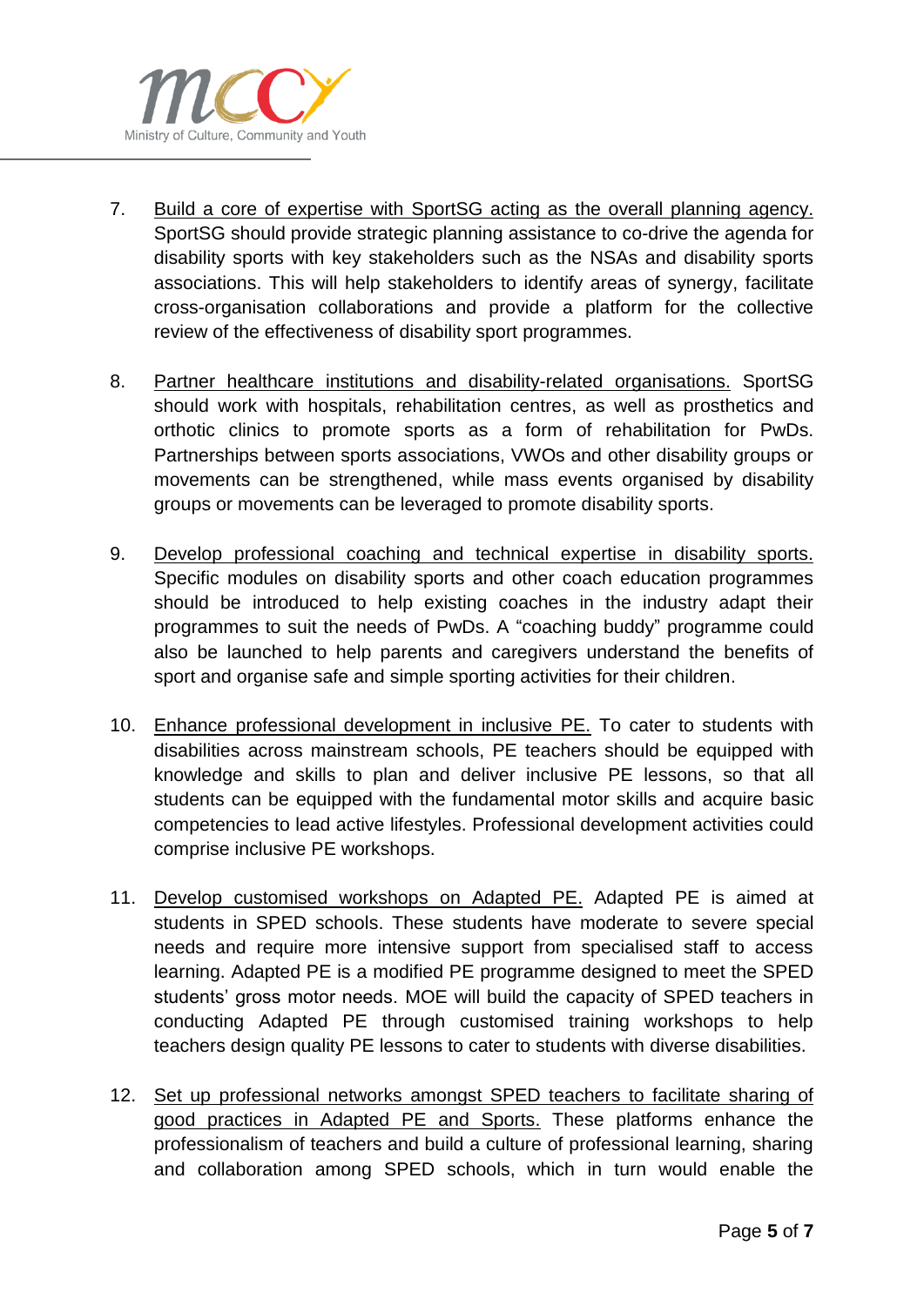7. Build a core of expertise with SportSG acting as the overall planning agency. SportSG should provide strategic planning assistance to co-drive the agenda for disability sports with key stakeholders such as the NSAs and disability sports associations. This will help stakeholders to identify areas of synergy, facilitate cross-organisation collaborations and provide a platform for the collective review of the effectiveness of disability sport programmes.

8. Partner healthcare institutions and disability-related organisations. SportSG should work with hospitals, rehabilitation centres, as well as prosthetics and orthotic clinics to promote sports as a form of rehabilitation for PwDs. Partnerships between sports associations, VWOs and other disability groups or movements can be strengthened, while mass events organised by disability groups or movements can be leveraged to promote disability sports.

9. Develop professional coaching and technical expertise in disability sports. Specific modules on disability sports and other coach education programmes should be introduced to help existing coaches in the industry adapt their programmes to suit the needs of PwDs. A "coaching buddy" programme could also be launched to help parents and caregivers understand the benefits of sport and organise safe and simple sporting activities for their children.

10. Enhance professional development in inclusive PE. To cater to students with disabilities across mainstream schools, PE teachers should be equipped with knowledge and skills to plan and deliver inclusive PE lessons, so that all students can be equipped with the fundamental motor skills and acquire basic competencies to lead active lifestyles. Professional development activities could comprise inclusive PE workshops.

11. Develop customised workshops on Adapted PE. Adapted PE is aimed at students in SPED schools. These students have moderate to severe special needs and require more intensive support from specialised staff to access learning. Adapted PE is a modified PE programme designed to meet the SPED students' gross motor needs. MOE will build the capacity of SPED teachers in conducting Adapted PE through customised training workshops to help teachers design quality PE lessons to cater to students with diverse disabilities.

12. Set up professional networks amongst SPED teachers to facilitate sharing of good practices in Adapted PE and Sports. These platforms enhance the professionalism of teachers and build a culture of professional learning, sharing and collaboration among SPED schools, which in turn would enable the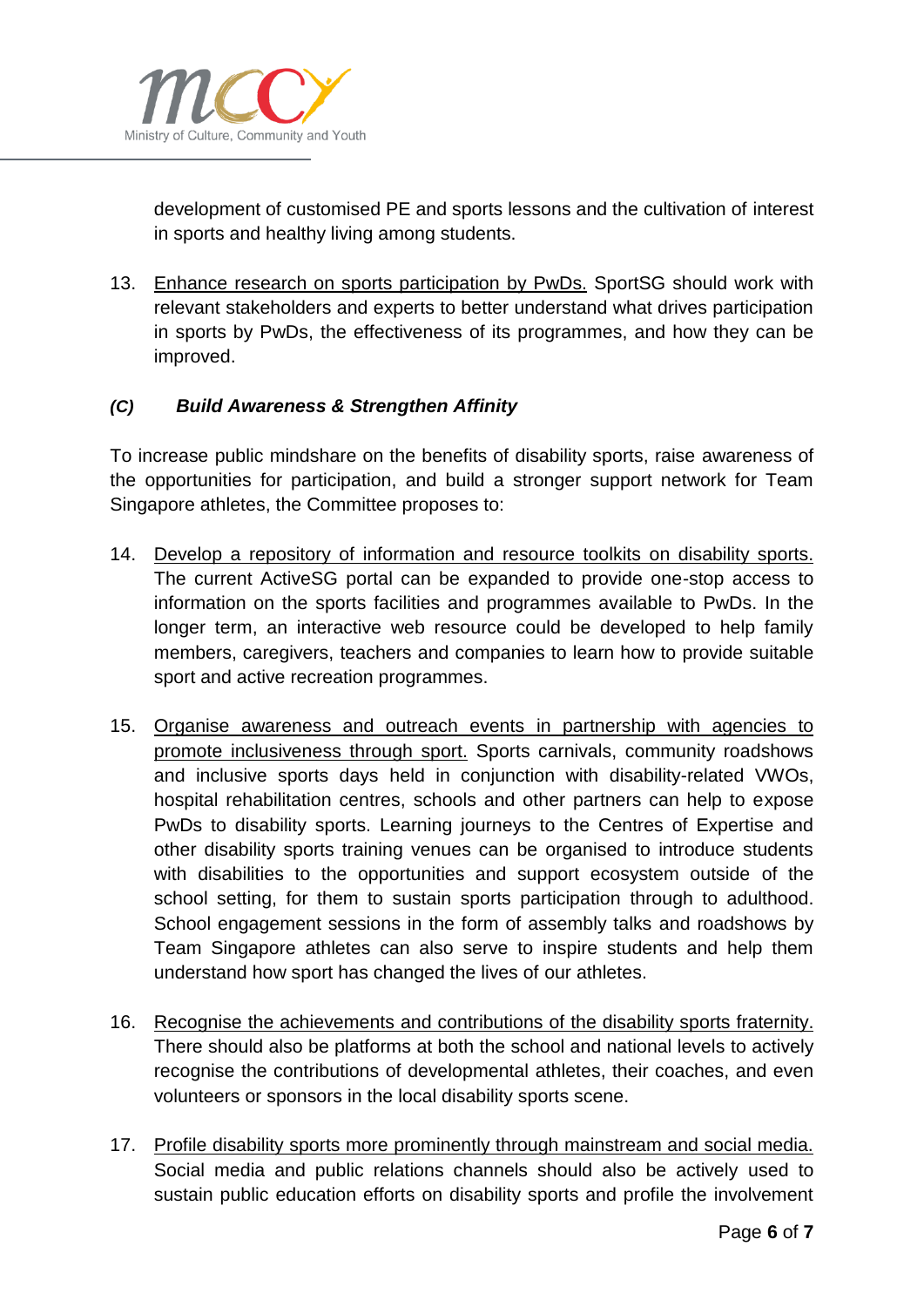development of customised PE and sports lessons and the cultivation of interest in sports and healthy living among students.

13. Enhance research on sports participation by PwDs. SportSG should work with relevant stakeholders and experts to better understand what drives participation in sports by PwDs, the effectiveness of its programmes, and how they can be improved.

### *(C) Build Awareness & Strengthen Affinity*

To increase public mindshare on the benefits of disability sports, raise awareness of the opportunities for participation, and build a stronger support network for Team Singapore athletes, the Committee proposes to:

14. Develop a repository of information and resource toolkits on disability sports. The current ActiveSG portal can be expanded to provide one-stop access to information on the sports facilities and programmes available to PwDs. In the longer term, an interactive web resource could be developed to help family members, caregivers, teachers and companies to learn how to provide suitable sport and active recreation programmes.

15. Organise awareness and outreach events in partnership with agencies to promote inclusiveness through sport. Sports carnivals, community roadshows and inclusive sports days held in conjunction with disability-related VWOs, hospital rehabilitation centres, schools and other partners can help to expose PwDs to disability sports. Learning journeys to the Centres of Expertise and other disability sports training venues can be organised to introduce students with disabilities to the opportunities and support ecosystem outside of the school setting, for them to sustain sports participation through to adulthood. School engagement sessions in the form of assembly talks and roadshows by Team Singapore athletes can also serve to inspire students and help them understand how sport has changed the lives of our athletes.

16. Recognise the achievements and contributions of the disability sports fraternity. There should also be platforms at both the school and national levels to actively recognise the contributions of developmental athletes, their coaches, and even volunteers or sponsors in the local disability sports scene.

17. Profile disability sports more prominently through mainstream and social media. Social media and public relations channels should also be actively used to sustain public education efforts on disability sports and profile the involvement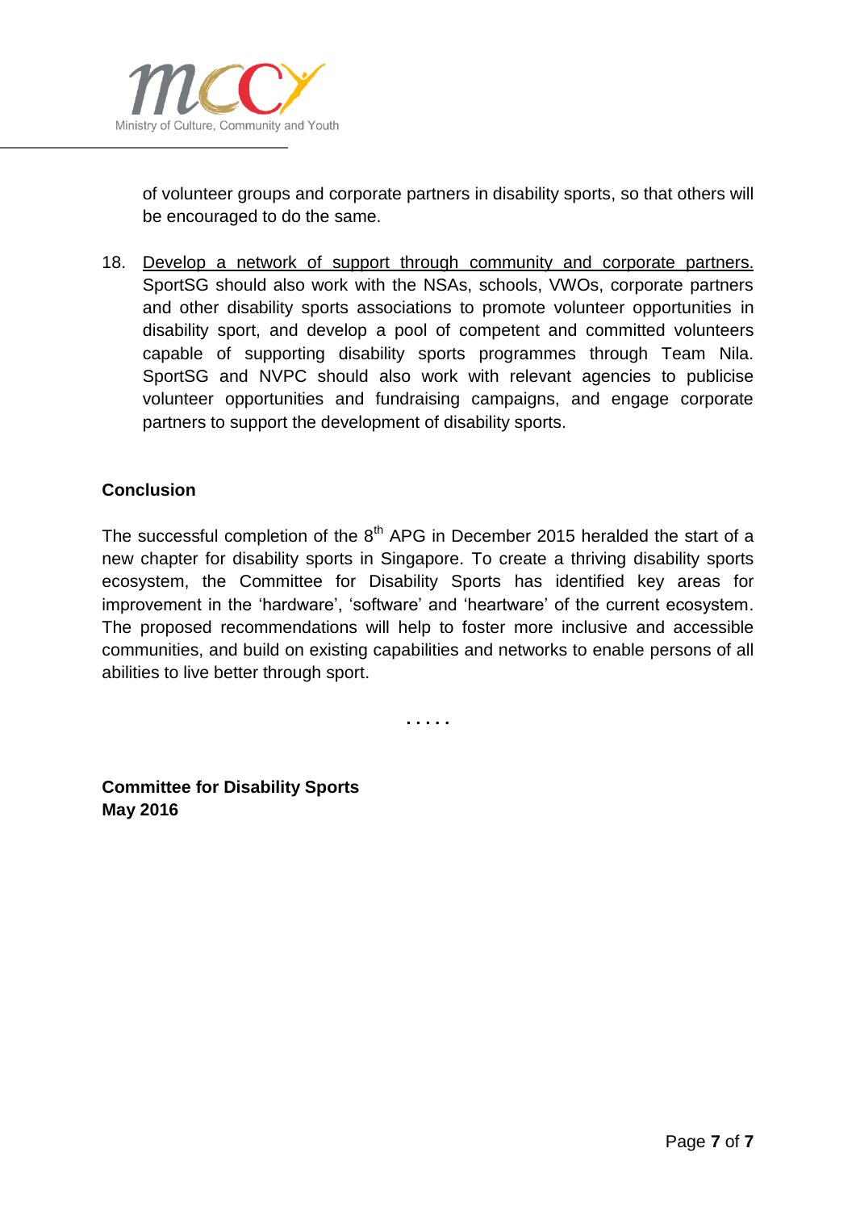of volunteer groups and corporate partners in disability sports, so that others will be encouraged to do the same.

18. Develop a network of support through community and corporate partners. SportSG should also work with the NSAs, schools, VWOs, corporate partners and other disability sports associations to promote volunteer opportunities in disability sport, and develop a pool of competent and committed volunteers capable of supporting disability sports programmes through Team Nila. SportSG and NVPC should also work with relevant agencies to publicise volunteer opportunities and fundraising campaigns, and engage corporate partners to support the development of disability sports.

**Conclusion**

The successful completion of the 8th APG in December 2015 heralded the start of a new chapter for disability sports in Singapore. To create a thriving disability sports ecosystem, the Committee for Disability Sports has identified key areas for improvement in the 'hardware', 'software' and 'heartware' of the current ecosystem. The proposed recommendations will help to foster more inclusive and accessible communities, and build on existing capabilities and networks to enable persons of all abilities to live better through sport.

. . . . .

**Committee for Disability Sports**
**May 2016**